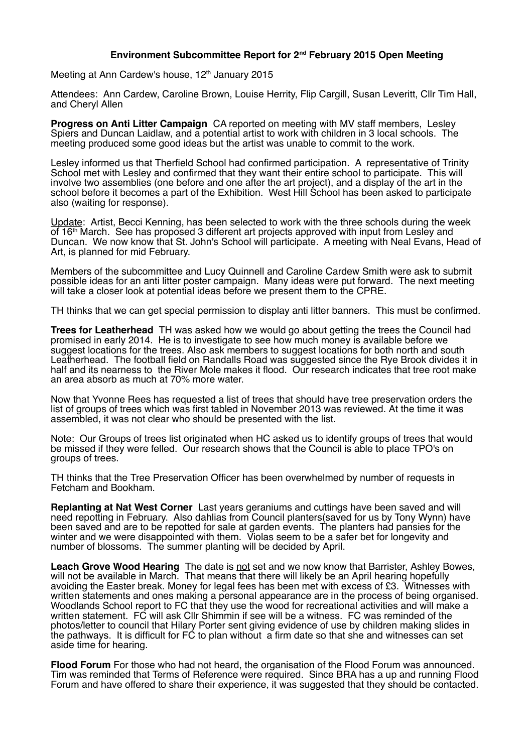# Environment Subcommittee Report for 2nd February 2015 Open Meeting

Meeting at Ann Cardew's house, 12th January 2015

Attendees: Ann Cardew, Caroline Brown, Louise Herrity, Flip Cargill, Susan Leveritt, Cllr Tim Hall, and Cheryl Allen

**Progress on Anti Litter Campaign** CA reported on meeting with MV staff members, Lesley Spiers and Duncan Laidlaw, and a potential artist to work with children in 3 local schools. The meeting produced some good ideas but the artist was unable to commit to the work.

Lesley informed us that Therfield School had confirmed participation. A representative of Trinity School met with Lesley and confirmed that they want their entire school to participate. This will involve two assemblies (one before and one after the art project), and a display of the art in the school before it becomes a part of the Exhibition. West Hill School has been asked to participate also (waiting for response).

Update: Artist, Becci Kenning, has been selected to work with the three schools during the week of 16th March. See has proposed 3 different art projects approved with input from Lesley and Duncan. We now know that St. John's School will participate. A meeting with Neal Evans, Head of Art, is planned for mid February.

Members of the subcommittee and Lucy Quinnell and Caroline Cardew Smith were ask to submit possible ideas for an anti litter poster campaign. Many ideas were put forward. The next meeting will take a closer look at potential ideas before we present them to the CPRE.

TH thinks that we can get special permission to display anti litter banners. This must be confirmed.

**Trees for Leatherhead** TH was asked how we would go about getting the trees the Council had promised in early 2014. He is to investigate to see how much money is available before we suggest locations for the trees. Also ask members to suggest locations for both north and south Leatherhead. The football field on Randalls Road was suggested since the Rye Brook divides it in half and its nearness to the River Mole makes it flood. Our research indicates that tree root make an area absorb as much at 70% more water.

Now that Yvonne Rees has requested a list of trees that should have tree preservation orders the list of groups of trees which was first tabled in November 2013 was reviewed. At the time it was assembled, it was not clear who should be presented with the list.

Note: Our Groups of trees list originated when HC asked us to identify groups of trees that would be missed if they were felled. Our research shows that the Council is able to place TPO's on groups of trees.

TH thinks that the Tree Preservation Officer has been overwhelmed by number of requests in Fetcham and Bookham.

**Replanting at Nat West Corner** Last years geraniums and cuttings have been saved and will need repotting in February. Also dahlias from Council planters(saved for us by Tony Wynn) have been saved and are to be repotted for sale at garden events. The planters had pansies for the winter and we were disappointed with them. Violas seem to be a safer bet for longevity and number of blossoms. The summer planting will be decided by April.

**Leach Grove Wood Hearing** The date is not set and we now know that Barrister, Ashley Bowes, will not be available in March. That means that there will likely be an April hearing hopefully avoiding the Easter break. Money for legal fees has been met with excess of £3. Witnesses with written statements and ones making a personal appearance are in the process of being organised. Woodlands School report to FC that they use the wood for recreational activities and will make a written statement. FC will ask Cllr Shimmin if see will be a witness. FC was reminded of the photos/letter to council that Hilary Porter sent giving evidence of use by children making slides in the pathways. It is difficult for FC to plan without a firm date so that she and witnesses can set aside time for hearing.

**Flood Forum** For those who had not heard, the organisation of the Flood Forum was announced. Tim was reminded that Terms of Reference were required. Since BRA has a up and running Flood Forum and have offered to share their experience, it was suggested that they should be contacted.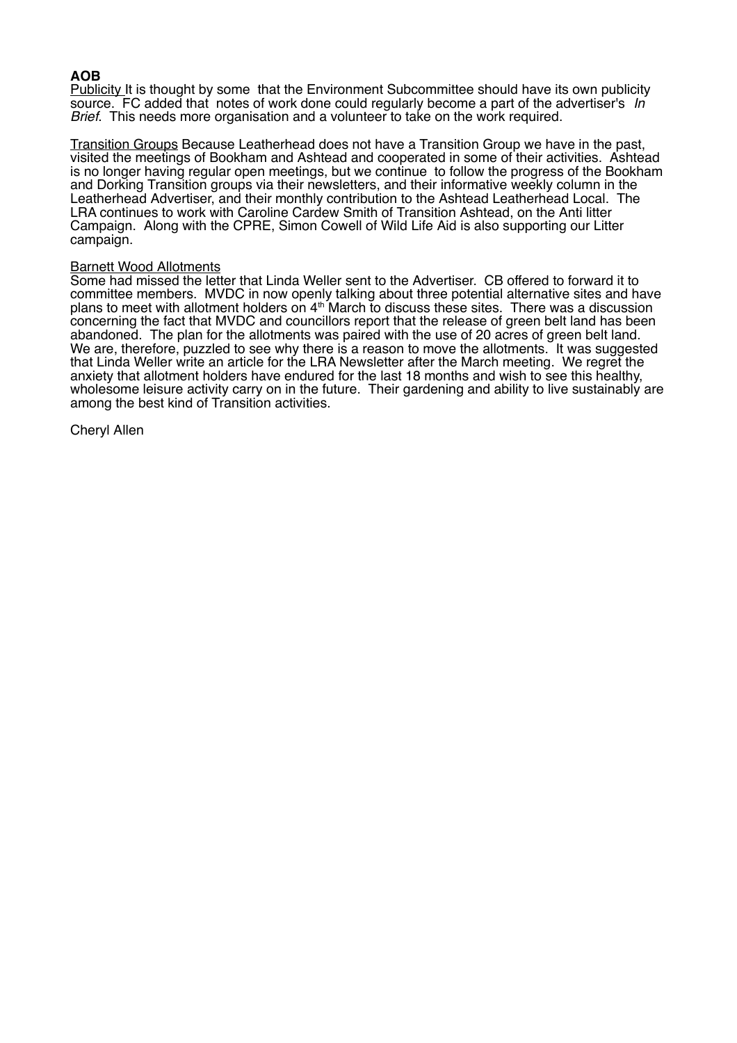**AOB**

Publicity It is thought by some that the Environment Subcommittee should have its own publicity source. FC added that notes of work done could regularly become a part of the advertiser's *In Brief*. This needs more organisation and a volunteer to take on the work required.

Transition Groups Because Leatherhead does not have a Transition Group we have in the past, visited the meetings of Bookham and Ashtead and cooperated in some of their activities. Ashtead is no longer having regular open meetings, but we continue to follow the progress of the Bookham and Dorking Transition groups via their newsletters, and their informative weekly column in the Leatherhead Advertiser, and their monthly contribution to the Ashtead Leatherhead Local. The LRA continues to work with Caroline Cardew Smith of Transition Ashtead, on the Anti litter Campaign. Along with the CPRE, Simon Cowell of Wild Life Aid is also supporting our Litter campaign.

Barnett Wood Allotments

Some had missed the letter that Linda Weller sent to the Advertiser. CB offered to forward it to committee members. MVDC in now openly talking about three potential alternative sites and have plans to meet with allotment holders on 4th March to discuss these sites. There was a discussion concerning the fact that MVDC and councillors report that the release of green belt land has been abandoned. The plan for the allotments was paired with the use of 20 acres of green belt land. We are, therefore, puzzled to see why there is a reason to move the allotments. It was suggested that Linda Weller write an article for the LRA Newsletter after the March meeting. We regret the anxiety that allotment holders have endured for the last 18 months and wish to see this healthy, wholesome leisure activity carry on in the future. Their gardening and ability to live sustainably are among the best kind of Transition activities.

Cheryl Allen